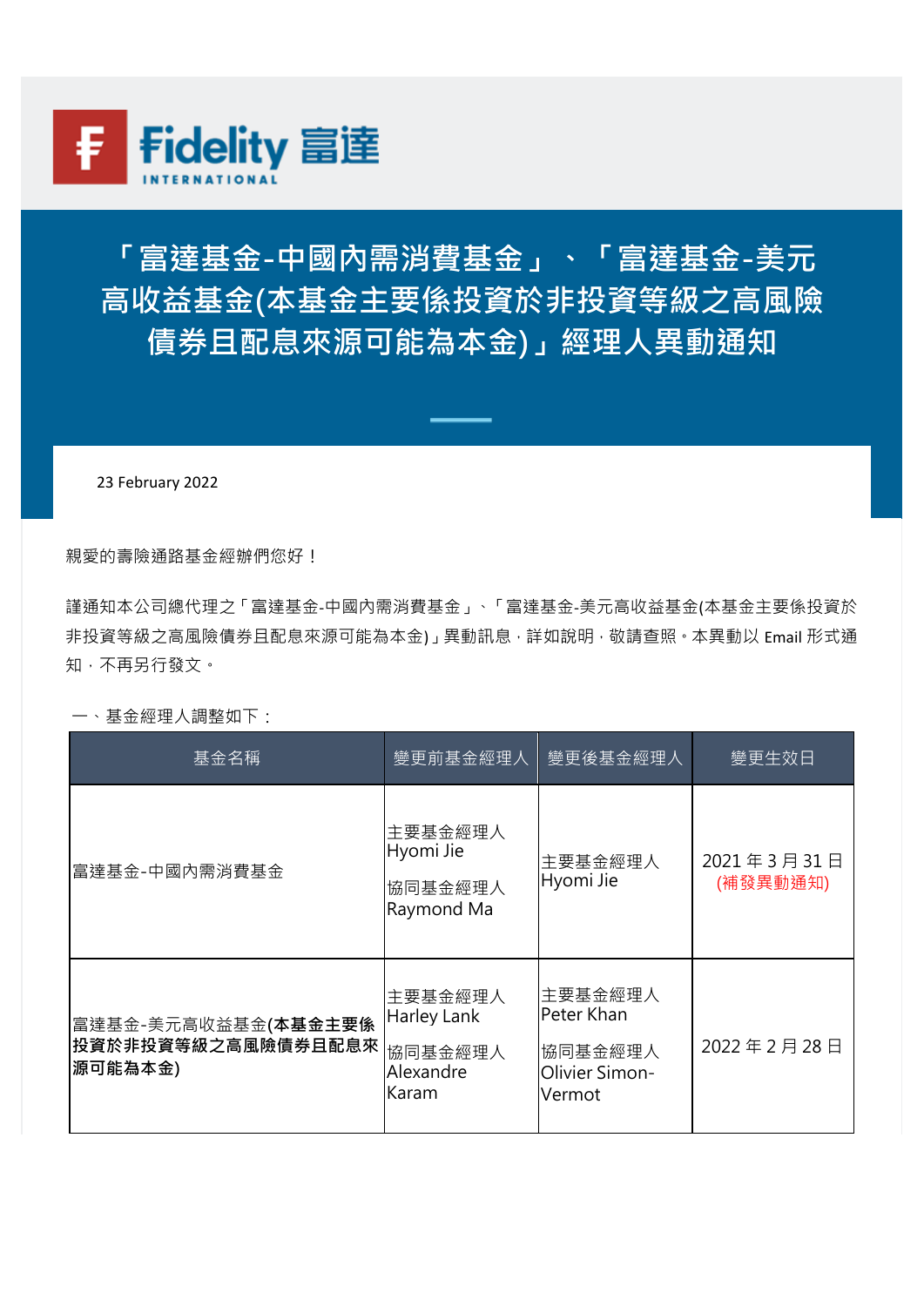Fidelity 富達 INTERNATIONAL

# 「富達基金-中國內需消費基金」、「富達基金-美元高收益基金(本基金主要係投資於非投資等級之高風險債券且配息來源可能為本金)」經理人異動通知

23 February 2022

親愛的壽險通路基金經辦們您好！

謹通知本公司總代理之「富達基金-中國內需消費基金」、「富達基金-美元高收益基金(本基金主要係投資於非投資等級之高風險債券且配息來源可能為本金)」異動訊息，詳如說明，敬請查照。本異動以 Email 形式通知，不再另行發文。

一、基金經理人調整如下：

| 基金名稱 | 變更前基金經理人 | 變更後基金經理人 | 變更生效日 |
|---|---|---|---|
| 富達基金-中國內需消費基金 | 主要基金經理人 Hyomi Jie<br>協同基金經理人 Raymond Ma | 主要基金經理人 Hyomi Jie | 2021 年 3 月 31 日 (補發異動通知) |
| 富達基金-美元高收益基金**(本基金主要係投資於非投資等級之高風險債券且配息來源可能為本金)** | 主要基金經理人 Harley Lank<br>協同基金經理人 Alexandre Karam | 主要基金經理人 Peter Khan<br>協同基金經理人 Olivier Simon-Vermot | 2022 年 2 月 28 日 |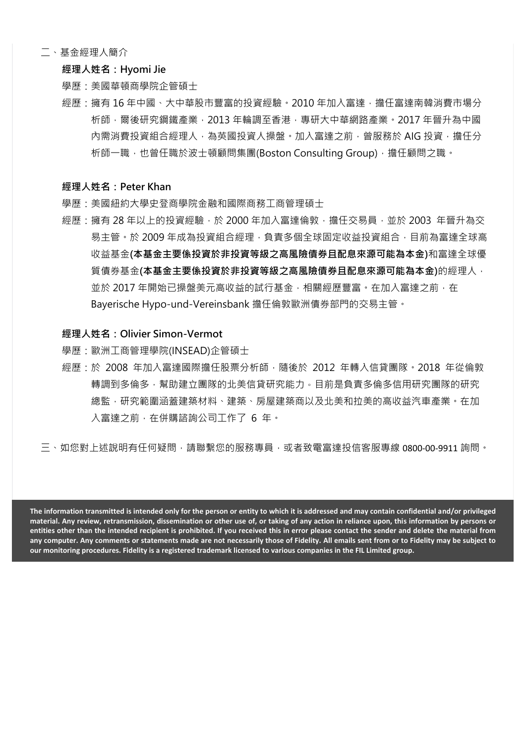二、基金經理人簡介

**經理人姓名：Hyomi Jie**

學歷：美國華頓商學院企管碩士

經歷：擁有 16 年中國、大中華股市豐富的投資經驗。2010 年加入富達，擔任富達南韓消費市場分析師，爾後研究鋼鐵產業，2013 年輪調至香港，專研大中華網路產業。2017 年晉升為中國內需消費投資組合經理人，為英國投資人操盤。加入富達之前，曾服務於 AIG 投資，擔任分析師一職，也曾任職於波士頓顧問集團(Boston Consulting Group)，擔任顧問之職。

**經理人姓名：Peter Khan**

學歷：美國紐約大學史登商學院金融和國際商務工商管理碩士

經歷：擁有 28 年以上的投資經驗，於 2000 年加入富達倫敦，擔任交易員，並於 2003 年晉升為交易主管。於 2009 年成為投資組合經理，負責多個全球固定收益投資組合，目前為富達全球高收益基金**(本基金主要係投資於非投資等級之高風險債券且配息來源可能為本金)**和富達全球優質債券基金**(本基金主要係投資於非投資等級之高風險債券且配息來源可能為本金)**的經理人，並於 2017 年開始已操盤美元高收益的試行基金，相關經歷豐富。在加入富達之前，在 Bayerische Hypo-und-Vereinsbank 擔任倫敦歐洲債券部門的交易主管。

**經理人姓名：Olivier Simon-Vermot**

學歷：歐洲工商管理學院(INSEAD)企管碩士

經歷：於 2008 年加入富達國際擔任股票分析師，隨後於 2012 年轉入信貸團隊。2018 年從倫敦轉調到多倫多，幫助建立團隊的北美信貸研究能力。目前是負責多倫多信用研究團隊的研究總監，研究範圍涵蓋建築材料、建築、房屋建築商以及北美和拉美的高收益汽車產業。在加入富達之前，在併購諮詢公司工作了 6 年。

三、如您對上述說明有任何疑問，請聯繫您的服務專員，或者致電富達投信客服專線 0800-00-9911 詢問。

**The information transmitted is intended only for the person or entity to which it is addressed and may contain confidential and/or privileged material. Any review, retransmission, dissemination or other use of, or taking of any action in reliance upon, this information by persons or entities other than the intended recipient is prohibited. If you received this in error please contact the sender and delete the material from any computer. Any comments or statements made are not necessarily those of Fidelity. All emails sent from or to Fidelity may be subject to our monitoring procedures. Fidelity is a registered trademark licensed to various companies in the FIL Limited group.**